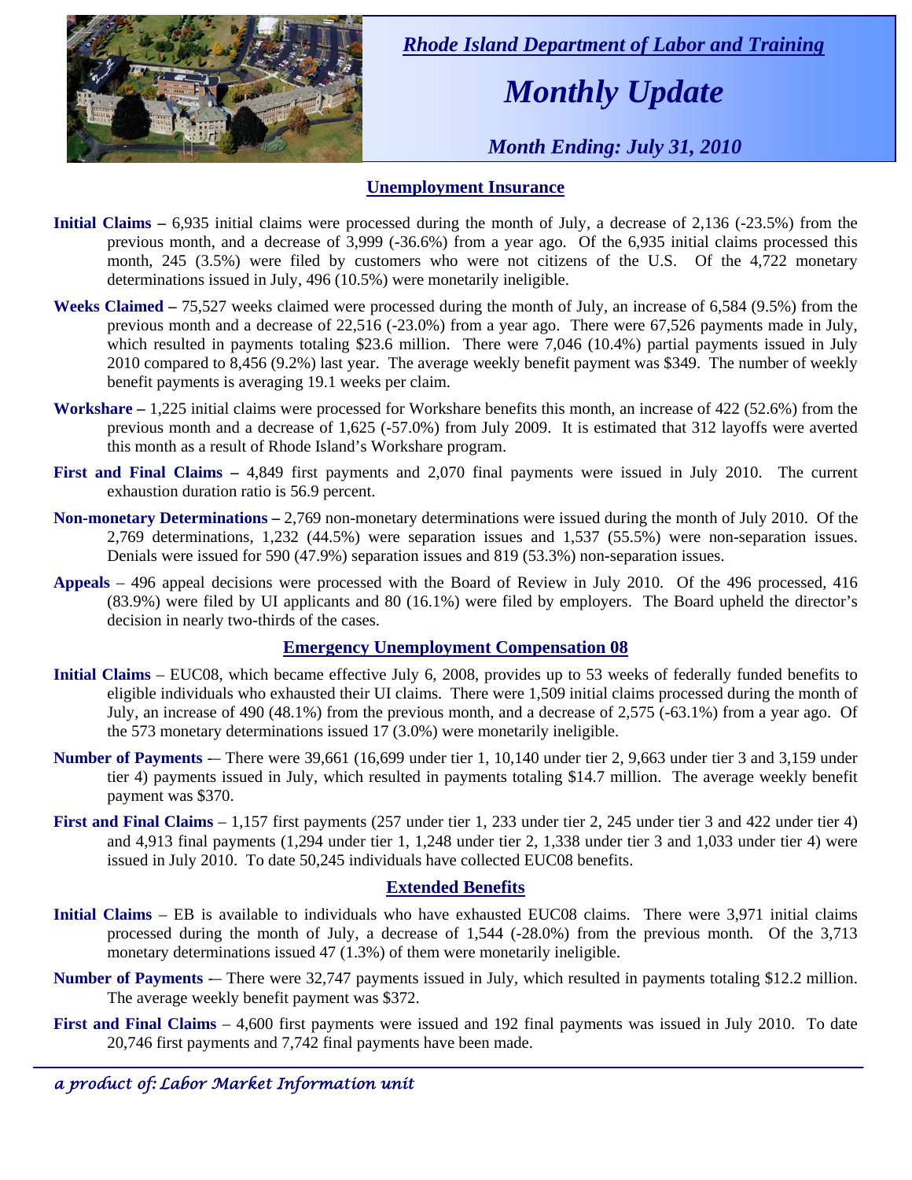*Rhode Island Department of Labor and Training*

# *Monthly Update*

*Month Ending: July 31, 2010*

## Unemployment Insurance

**Initial Claims –** 6,935 initial claims were processed during the month of July, a decrease of 2,136 (-23.5%) from the previous month, and a decrease of 3,999 (-36.6%) from a year ago. Of the 6,935 initial claims processed this month, 245 (3.5%) were filed by customers who were not citizens of the U.S. Of the 4,722 monetary determinations issued in July, 496 (10.5%) were monetarily ineligible.

**Weeks Claimed –** 75,527 weeks claimed were processed during the month of July, an increase of 6,584 (9.5%) from the previous month and a decrease of 22,516 (-23.0%) from a year ago. There were 67,526 payments made in July, which resulted in payments totaling $23.6 million. There were 7,046 (10.4%) partial payments issued in July 2010 compared to 8,456 (9.2%) last year. The average weekly benefit payment was $349. The number of weekly benefit payments is averaging 19.1 weeks per claim.

**Workshare –** 1,225 initial claims were processed for Workshare benefits this month, an increase of 422 (52.6%) from the previous month and a decrease of 1,625 (-57.0%) from July 2009. It is estimated that 312 layoffs were averted this month as a result of Rhode Island's Workshare program.

**First and Final Claims –** 4,849 first payments and 2,070 final payments were issued in July 2010. The current exhaustion duration ratio is 56.9 percent.

**Non-monetary Determinations –** 2,769 non-monetary determinations were issued during the month of July 2010. Of the 2,769 determinations, 1,232 (44.5%) were separation issues and 1,537 (55.5%) were non-separation issues. Denials were issued for 590 (47.9%) separation issues and 819 (53.3%) non-separation issues.

**Appeals** – 496 appeal decisions were processed with the Board of Review in July 2010. Of the 496 processed, 416 (83.9%) were filed by UI applicants and 80 (16.1%) were filed by employers. The Board upheld the director's decision in nearly two-thirds of the cases.

## Emergency Unemployment Compensation 08

**Initial Claims** – EUC08, which became effective July 6, 2008, provides up to 53 weeks of federally funded benefits to eligible individuals who exhausted their UI claims. There were 1,509 initial claims processed during the month of July, an increase of 490 (48.1%) from the previous month, and a decrease of 2,575 (-63.1%) from a year ago. Of the 573 monetary determinations issued 17 (3.0%) were monetarily ineligible.

**Number of Payments** -– There were 39,661 (16,699 under tier 1, 10,140 under tier 2, 9,663 under tier 3 and 3,159 under tier 4) payments issued in July, which resulted in payments totaling $14.7 million. The average weekly benefit payment was $370.

**First and Final Claims** – 1,157 first payments (257 under tier 1, 233 under tier 2, 245 under tier 3 and 422 under tier 4) and 4,913 final payments (1,294 under tier 1, 1,248 under tier 2, 1,338 under tier 3 and 1,033 under tier 4) were issued in July 2010. To date 50,245 individuals have collected EUC08 benefits.

## Extended Benefits

**Initial Claims** – EB is available to individuals who have exhausted EUC08 claims. There were 3,971 initial claims processed during the month of July, a decrease of 1,544 (-28.0%) from the previous month. Of the 3,713 monetary determinations issued 47 (1.3%) of them were monetarily ineligible.

**Number of Payments** -– There were 32,747 payments issued in July, which resulted in payments totaling $12.2 million. The average weekly benefit payment was $372.

**First and Final Claims** – 4,600 first payments were issued and 192 final payments was issued in July 2010. To date 20,746 first payments and 7,742 final payments have been made.

*a product of: Labor Market Information unit*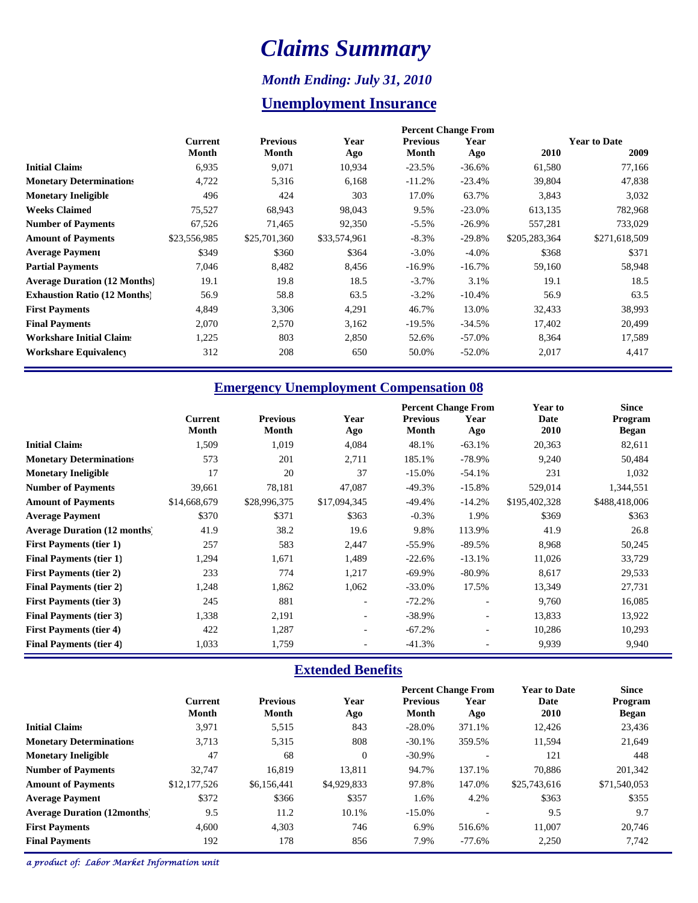# Claims Summary

## *Month Ending: July 31, 2010*

## Unemployment Insurance

| | Current Month | Previous Month | Year Ago | Percent Change From Previous Month | Percent Change From Year Ago | Year to Date 2010 | Year to Date 2009 |
|---|---|---|---|---|---|---|---|
| **Initial Claims** | 6,935 | 9,071 | 10,934 | -23.5% | -36.6% | 61,580 | 77,166 |
| **Monetary Determinations** | 4,722 | 5,316 | 6,168 | -11.2% | -23.4% | 39,804 | 47,838 |
| **Monetary Ineligible** | 496 | 424 | 303 | 17.0% | 63.7% | 3,843 | 3,032 |
| **Weeks Claimed** | 75,527 | 68,943 | 98,043 | 9.5% | -23.0% | 613,135 | 782,968 |
| **Number of Payments** | 67,526 | 71,465 | 92,350 | -5.5% | -26.9% | 557,281 | 733,029 |
| **Amount of Payments** | $23,556,985 | $25,701,360 | $33,574,961 | -8.3% | -29.8% | $205,283,364 | $271,618,509 |
| **Average Payment** | $349 | $360 | $364 | -3.0% | -4.0% | $368 | $371 |
| **Partial Payments** | 7,046 | 8,482 | 8,456 | -16.9% | -16.7% | 59,160 | 58,948 |
| **Average Duration (12 Months)** | 19.1 | 19.8 | 18.5 | -3.7% | 3.1% | 19.1 | 18.5 |
| **Exhaustion Ratio (12 Months)** | 56.9 | 58.8 | 63.5 | -3.2% | -10.4% | 56.9 | 63.5 |
| **First Payments** | 4,849 | 3,306 | 4,291 | 46.7% | 13.0% | 32,433 | 38,993 |
| **Final Payments** | 2,070 | 2,570 | 3,162 | -19.5% | -34.5% | 17,402 | 20,499 |
| **Workshare Initial Claims** | 1,225 | 803 | 2,850 | 52.6% | -57.0% | 8,364 | 17,589 |
| **Workshare Equivalency** | 312 | 208 | 650 | 50.0% | -52.0% | 2,017 | 4,417 |

## Emergency Unemployment Compensation 08

| | Current Month | Previous Month | Year Ago | Percent Change From Previous Month | Percent Change From Year Ago | Year to Date 2010 | Since Program Began |
|---|---|---|---|---|---|---|---|
| **Initial Claims** | 1,509 | 1,019 | 4,084 | 48.1% | -63.1% | 20,363 | 82,611 |
| **Monetary Determinations** | 573 | 201 | 2,711 | 185.1% | -78.9% | 9,240 | 50,484 |
| **Monetary Ineligible** | 17 | 20 | 37 | -15.0% | -54.1% | 231 | 1,032 |
| **Number of Payments** | 39,661 | 78,181 | 47,087 | -49.3% | -15.8% | 529,014 | 1,344,551 |
| **Amount of Payments** | $14,668,679 | $28,996,375 | $17,094,345 | -49.4% | -14.2% | $195,402,328 | $488,418,006 |
| **Average Payment** | $370 | $371 | $363 | -0.3% | 1.9% | $369 | $363 |
| **Average Duration (12 months)** | 41.9 | 38.2 | 19.6 | 9.8% | 113.9% | 41.9 | 26.8 |
| **First Payments (tier 1)** | 257 | 583 | 2,447 | -55.9% | -89.5% | 8,968 | 50,245 |
| **Final Payments (tier 1)** | 1,294 | 1,671 | 1,489 | -22.6% | -13.1% | 11,026 | 33,729 |
| **First Payments (tier 2)** | 233 | 774 | 1,217 | -69.9% | -80.9% | 8,617 | 29,533 |
| **Final Payments (tier 2)** | 1,248 | 1,862 | 1,062 | -33.0% | 17.5% | 13,349 | 27,731 |
| **First Payments (tier 3)** | 245 | 881 | - | -72.2% | - | 9,760 | 16,085 |
| **Final Payments (tier 3)** | 1,338 | 2,191 | - | -38.9% | - | 13,833 | 13,922 |
| **First Payments (tier 4)** | 422 | 1,287 | - | -67.2% | - | 10,286 | 10,293 |
| **Final Payments (tier 4)** | 1,033 | 1,759 | - | -41.3% | - | 9,939 | 9,940 |

## Extended Benefits

| | Current Month | Previous Month | Year Ago | Percent Change From Previous Month | Percent Change From Year Ago | Year to Date 2010 | Since Program Began |
|---|---|---|---|---|---|---|---|
| **Initial Claims** | 3,971 | 5,515 | 843 | -28.0% | 371.1% | 12,426 | 23,436 |
| **Monetary Determinations** | 3,713 | 5,315 | 808 | -30.1% | 359.5% | 11,594 | 21,649 |
| **Monetary Ineligible** | 47 | 68 | 0 | -30.9% | - | 121 | 448 |
| **Number of Payments** | 32,747 | 16,819 | 13,811 | 94.7% | 137.1% | 70,886 | 201,342 |
| **Amount of Payments** | $12,177,526 | $6,156,441 | $4,929,833 | 97.8% | 147.0% | $25,743,616 | $71,540,053 |
| **Average Payment** | $372 | $366 | $357 | 1.6% | 4.2% | $363 | $355 |
| **Average Duration (12months)** | 9.5 | 11.2 | 10.1% | -15.0% | - | 9.5 | 9.7 |
| **First Payments** | 4,600 | 4,303 | 746 | 6.9% | 516.6% | 11,007 | 20,746 |
| **Final Payments** | 192 | 178 | 856 | 7.9% | -77.6% | 2,250 | 7,742 |

*a product of: Labor Market Information unit*